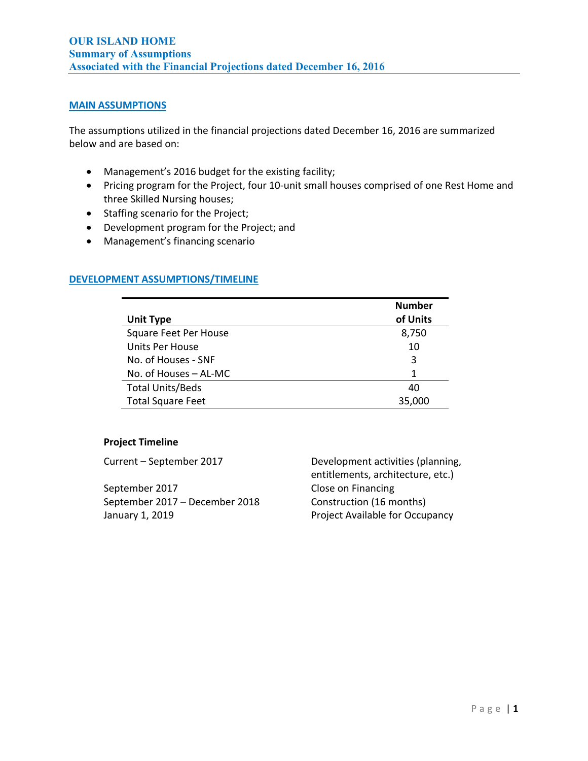# OUR ISLAND HOME
## Summary of Assumptions
## Associated with the Financial Projections dated December 16, 2016

### MAIN ASSUMPTIONS

The assumptions utilized in the financial projections dated December 16, 2016 are summarized below and are based on:

- Management's 2016 budget for the existing facility;
- Pricing program for the Project, four 10-unit small houses comprised of one Rest Home and three Skilled Nursing houses;
- Staffing scenario for the Project;
- Development program for the Project; and
- Management's financing scenario

### DEVELOPMENT ASSUMPTIONS/TIMELINE

| Unit Type | Number of Units |
|---|---|
| Square Feet Per House | 8,750 |
| Units Per House | 10 |
| No. of Houses - SNF | 3 |
| No. of Houses – AL-MC | 1 |
| Total Units/Beds | 40 |
| Total Square Feet | 35,000 |

**Project Timeline**

| | |
|---|---|
| Current – September 2017 | Development activities (planning, entitlements, architecture, etc.) |
| September 2017 | Close on Financing |
| September 2017 – December 2018 | Construction (16 months) |
| January 1, 2019 | Project Available for Occupancy |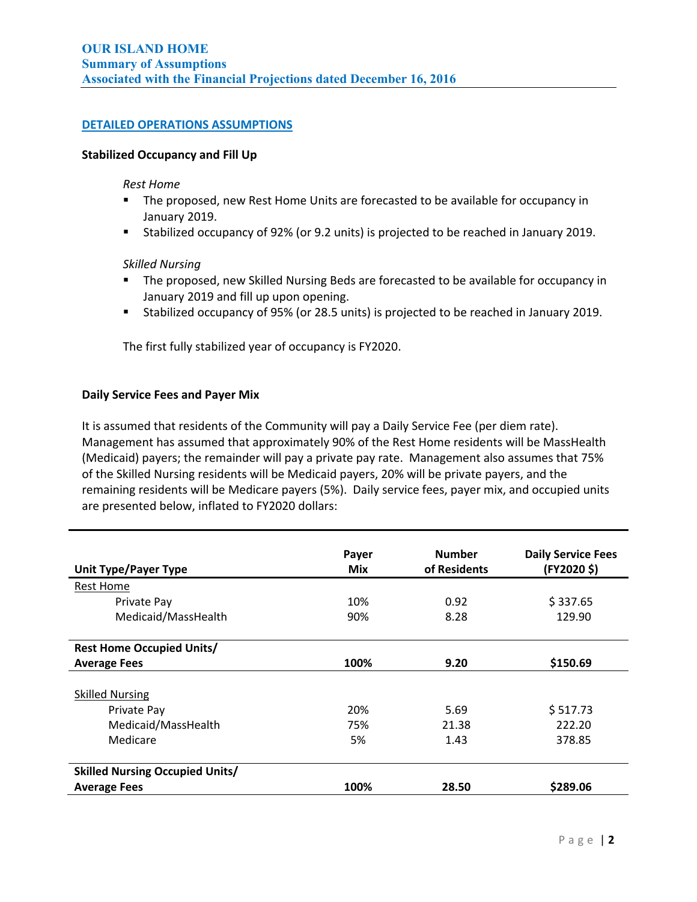**OUR ISLAND HOME**
**Summary of Assumptions**
**Associated with the Financial Projections dated December 16, 2016**

## DETAILED OPERATIONS ASSUMPTIONS

### Stabilized Occupancy and Fill Up

*Rest Home*

- The proposed, new Rest Home Units are forecasted to be available for occupancy in January 2019.
- Stabilized occupancy of 92% (or 9.2 units) is projected to be reached in January 2019.

*Skilled Nursing*

- The proposed, new Skilled Nursing Beds are forecasted to be available for occupancy in January 2019 and fill up upon opening.
- Stabilized occupancy of 95% (or 28.5 units) is projected to be reached in January 2019.

The first fully stabilized year of occupancy is FY2020.

### Daily Service Fees and Payer Mix

It is assumed that residents of the Community will pay a Daily Service Fee (per diem rate). Management has assumed that approximately 90% of the Rest Home residents will be MassHealth (Medicaid) payers; the remainder will pay a private pay rate. Management also assumes that 75% of the Skilled Nursing residents will be Medicaid payers, 20% will be private payers, and the remaining residents will be Medicare payers (5%). Daily service fees, payer mix, and occupied units are presented below, inflated to FY2020 dollars:

| Unit Type/Payer Type | Payer Mix | Number of Residents | Daily Service Fees (FY2020 $) |
|---|---|---|---|
| Rest Home | | | |
| Private Pay | 10% | 0.92 | $ 337.65 |
| Medicaid/MassHealth | 90% | 8.28 | 129.90 |
| **Rest Home Occupied Units/ Average Fees** | **100%** | **9.20** | **$150.69** |
| Skilled Nursing | | | |
| Private Pay | 20% | 5.69 | $ 517.73 |
| Medicaid/MassHealth | 75% | 21.38 | 222.20 |
| Medicare | 5% | 1.43 | 378.85 |
| **Skilled Nursing Occupied Units/ Average Fees** | **100%** | **28.50** | **$289.06** |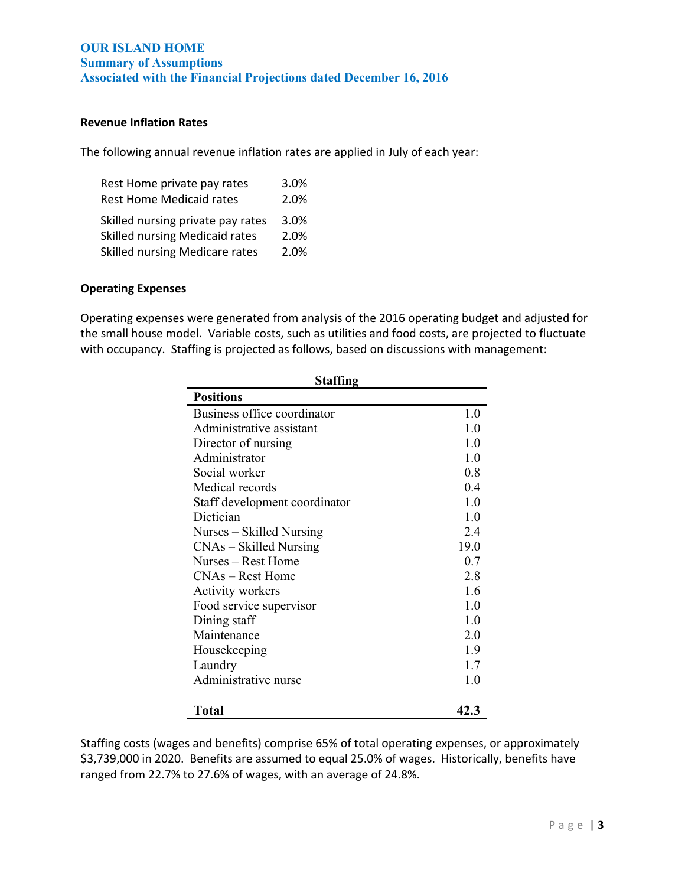# OUR ISLAND HOME
## Summary of Assumptions
## Associated with the Financial Projections dated December 16, 2016

### Revenue Inflation Rates

The following annual revenue inflation rates are applied in July of each year:

| | |
|---|---|
| Rest Home private pay rates | 3.0% |
| Rest Home Medicaid rates | 2.0% |
| Skilled nursing private pay rates | 3.0% |
| Skilled nursing Medicaid rates | 2.0% |
| Skilled nursing Medicare rates | 2.0% |

### Operating Expenses

Operating expenses were generated from analysis of the 2016 operating budget and adjusted for the small house model. Variable costs, such as utilities and food costs, are projected to fluctuate with occupancy. Staffing is projected as follows, based on discussions with management:

| Staffing | |
|---|---|
| **Positions** | |
| Business office coordinator | 1.0 |
| Administrative assistant | 1.0 |
| Director of nursing | 1.0 |
| Administrator | 1.0 |
| Social worker | 0.8 |
| Medical records | 0.4 |
| Staff development coordinator | 1.0 |
| Dietician | 1.0 |
| Nurses – Skilled Nursing | 2.4 |
| CNAs – Skilled Nursing | 19.0 |
| Nurses – Rest Home | 0.7 |
| CNAs – Rest Home | 2.8 |
| Activity workers | 1.6 |
| Food service supervisor | 1.0 |
| Dining staff | 1.0 |
| Maintenance | 2.0 |
| Housekeeping | 1.9 |
| Laundry | 1.7 |
| Administrative nurse | 1.0 |
| **Total** | **42.3** |

Staffing costs (wages and benefits) comprise 65% of total operating expenses, or approximately $3,739,000 in 2020. Benefits are assumed to equal 25.0% of wages. Historically, benefits have ranged from 22.7% to 27.6% of wages, with an average of 24.8%.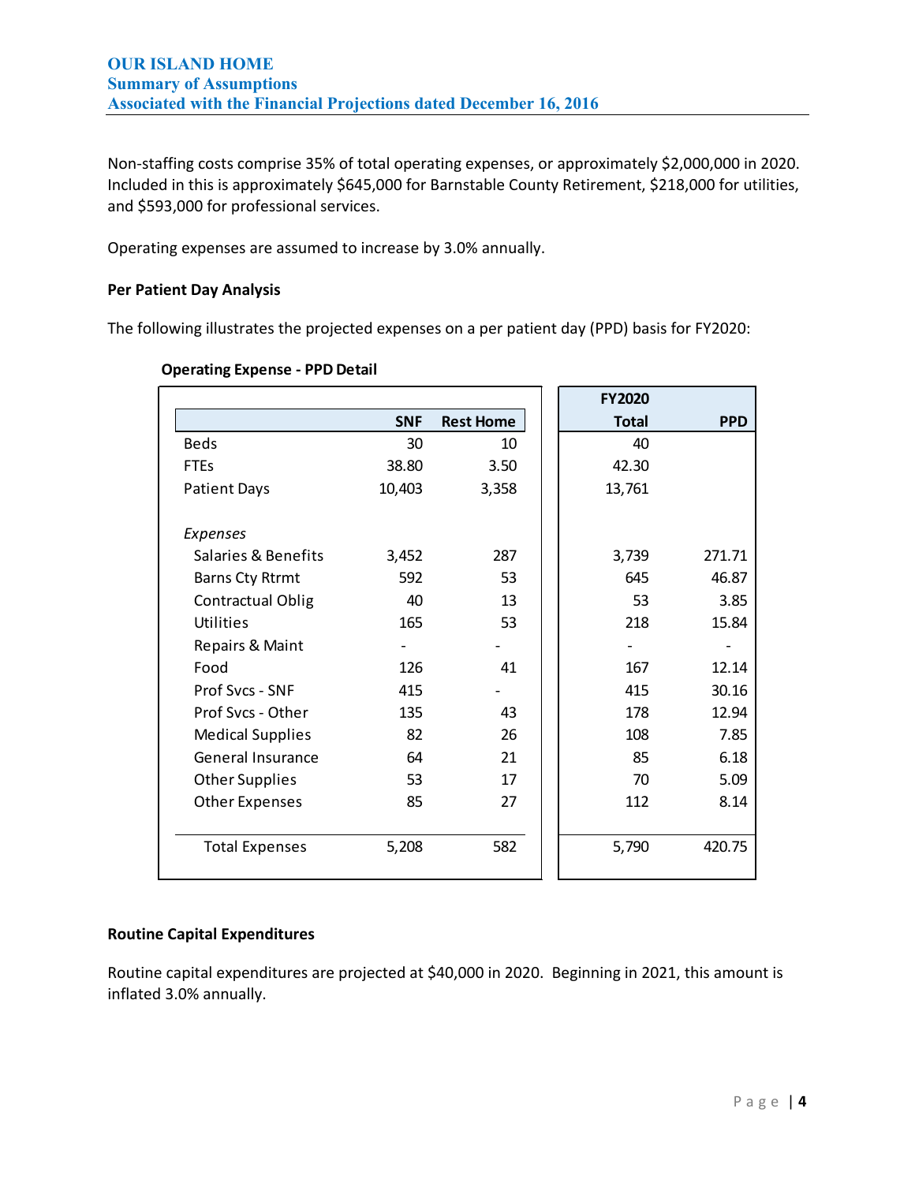Non-staffing costs comprise 35% of total operating expenses, or approximately $2,000,000 in 2020. Included in this is approximately $645,000 for Barnstable County Retirement, $218,000 for utilities, and $593,000 for professional services.

Operating expenses are assumed to increase by 3.0% annually.

### Per Patient Day Analysis

The following illustrates the projected expenses on a per patient day (PPD) basis for FY2020:

**Operating Expense - PPD Detail**

| | SNF | Rest Home | FY2020 Total | PPD |
|---|---|---|---|---|
| Beds | 30 | 10 | 40 | |
| FTEs | 38.80 | 3.50 | 42.30 | |
| Patient Days | 10,403 | 3,358 | 13,761 | |
| *Expenses* | | | | |
| Salaries & Benefits | 3,452 | 287 | 3,739 | 271.71 |
| Barns Cty Rtrmt | 592 | 53 | 645 | 46.87 |
| Contractual Oblig | 40 | 13 | 53 | 3.85 |
| Utilities | 165 | 53 | 218 | 15.84 |
| Repairs & Maint | - | - | - | - |
| Food | 126 | 41 | 167 | 12.14 |
| Prof Svcs - SNF | 415 | - | 415 | 30.16 |
| Prof Svcs - Other | 135 | 43 | 178 | 12.94 |
| Medical Supplies | 82 | 26 | 108 | 7.85 |
| General Insurance | 64 | 21 | 85 | 6.18 |
| Other Supplies | 53 | 17 | 70 | 5.09 |
| Other Expenses | 85 | 27 | 112 | 8.14 |
| Total Expenses | 5,208 | 582 | 5,790 | 420.75 |

### Routine Capital Expenditures

Routine capital expenditures are projected at $40,000 in 2020. Beginning in 2021, this amount is inflated 3.0% annually.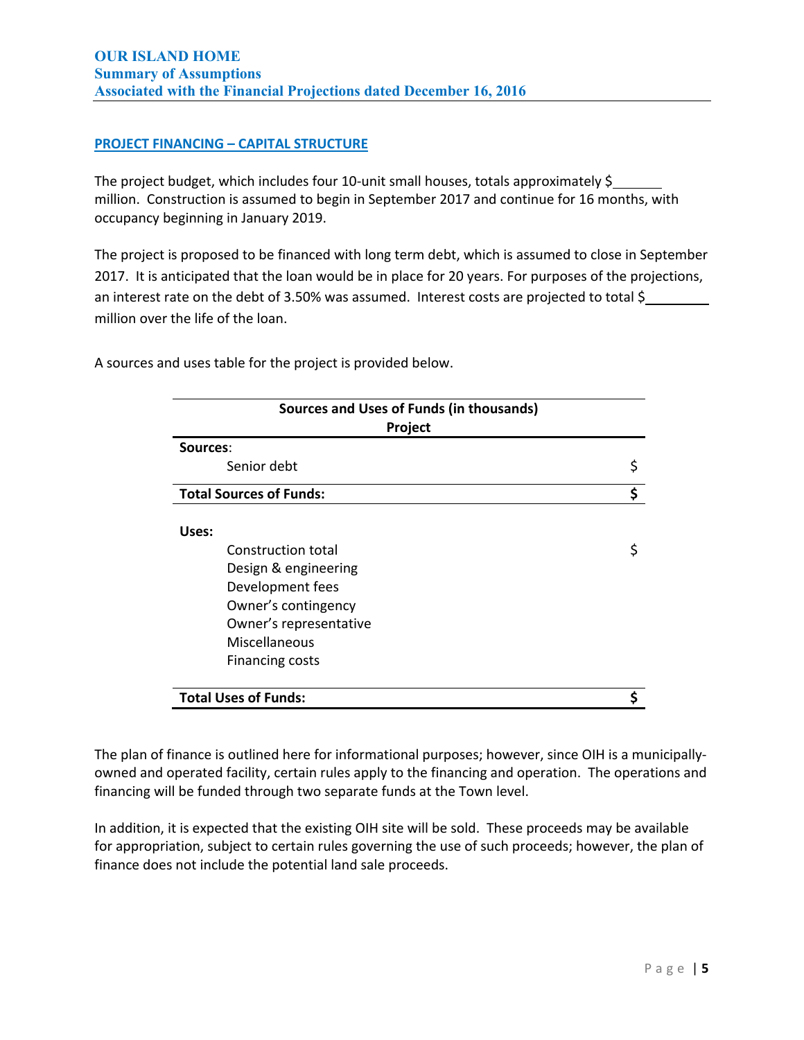**OUR ISLAND HOME**
**Summary of Assumptions**
**Associated with the Financial Projections dated December 16, 2016**

## PROJECT FINANCING – CAPITAL STRUCTURE

The project budget, which includes four 10-unit small houses, totals approximately $\_\_\_\_\_\_ million. Construction is assumed to begin in September 2017 and continue for 16 months, with occupancy beginning in January 2019.

The project is proposed to be financed with long term debt, which is assumed to close in September 2017. It is anticipated that the loan would be in place for 20 years. For purposes of the projections, an interest rate on the debt of 3.50% was assumed. Interest costs are projected to total $\_\_\_\_\_\_\_\_ million over the life of the loan.

A sources and uses table for the project is provided below.

| Sources and Uses of Funds (in thousands) Project | |
|---|---|
| **Sources**: | |
| Senior debt | $ |
| **Total Sources of Funds:** | **$** |
| | |
| **Uses:** | |
| Construction total | $ |
| Design & engineering | |
| Development fees | |
| Owner's contingency | |
| Owner's representative | |
| Miscellaneous | |
| Financing costs | |
| **Total Uses of Funds:** | **$** |

The plan of finance is outlined here for informational purposes; however, since OIH is a municipally-owned and operated facility, certain rules apply to the financing and operation. The operations and financing will be funded through two separate funds at the Town level.

In addition, it is expected that the existing OIH site will be sold. These proceeds may be available for appropriation, subject to certain rules governing the use of such proceeds; however, the plan of finance does not include the potential land sale proceeds.